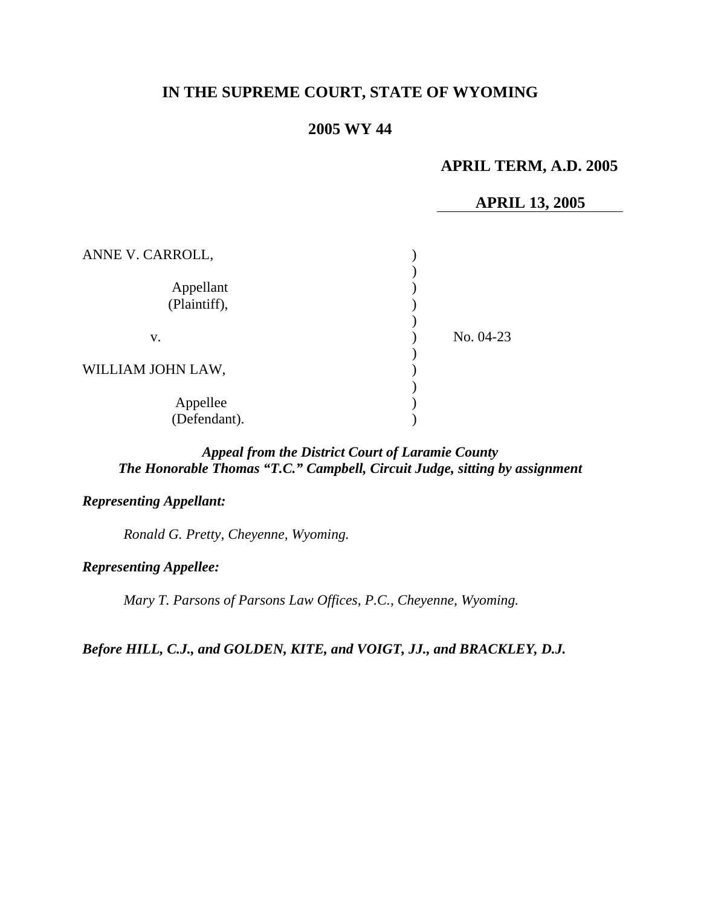# IN THE SUPREME COURT, STATE OF WYOMING

## 2005 WY 44

**APRIL TERM, A.D. 2005**

**APRIL 13, 2005**

ANNE V. CARROLL,

Appellant (Plaintiff),

v.

No. 04-23

WILLIAM JOHN LAW,

Appellee (Defendant).

***Appeal from the District Court of Laramie County***
***The Honorable Thomas "T.C." Campbell, Circuit Judge, sitting by assignment***

***Representing Appellant:***

*Ronald G. Pretty, Cheyenne, Wyoming.*

***Representing Appellee:***

*Mary T. Parsons of Parsons Law Offices, P.C., Cheyenne, Wyoming.*

***Before HILL, C.J., and GOLDEN, KITE, and VOIGT, JJ., and BRACKLEY, D.J.***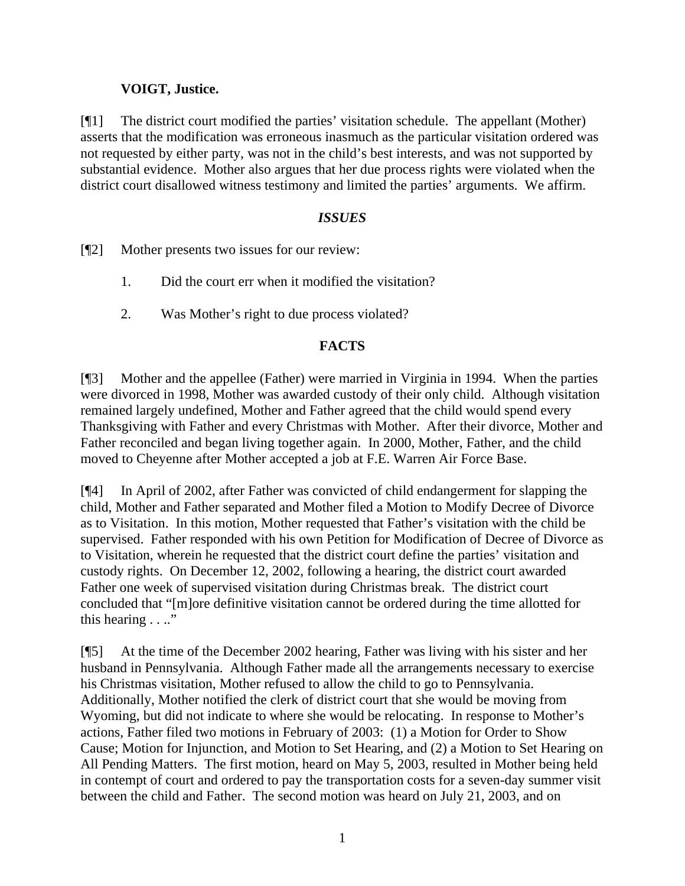**VOIGT, Justice.**

[¶1] The district court modified the parties' visitation schedule. The appellant (Mother) asserts that the modification was erroneous inasmuch as the particular visitation ordered was not requested by either party, was not in the child's best interests, and was not supported by substantial evidence. Mother also argues that her due process rights were violated when the district court disallowed witness testimony and limited the parties' arguments. We affirm.

### *ISSUES*

[¶2] Mother presents two issues for our review:

1. Did the court err when it modified the visitation?

2. Was Mother's right to due process violated?

### **FACTS**

[¶3] Mother and the appellee (Father) were married in Virginia in 1994. When the parties were divorced in 1998, Mother was awarded custody of their only child. Although visitation remained largely undefined, Mother and Father agreed that the child would spend every Thanksgiving with Father and every Christmas with Mother. After their divorce, Mother and Father reconciled and began living together again. In 2000, Mother, Father, and the child moved to Cheyenne after Mother accepted a job at F.E. Warren Air Force Base.

[¶4] In April of 2002, after Father was convicted of child endangerment for slapping the child, Mother and Father separated and Mother filed a Motion to Modify Decree of Divorce as to Visitation. In this motion, Mother requested that Father's visitation with the child be supervised. Father responded with his own Petition for Modification of Decree of Divorce as to Visitation, wherein he requested that the district court define the parties' visitation and custody rights. On December 12, 2002, following a hearing, the district court awarded Father one week of supervised visitation during Christmas break. The district court concluded that "[m]ore definitive visitation cannot be ordered during the time allotted for this hearing . . .."

[¶5] At the time of the December 2002 hearing, Father was living with his sister and her husband in Pennsylvania. Although Father made all the arrangements necessary to exercise his Christmas visitation, Mother refused to allow the child to go to Pennsylvania. Additionally, Mother notified the clerk of district court that she would be moving from Wyoming, but did not indicate to where she would be relocating. In response to Mother's actions, Father filed two motions in February of 2003: (1) a Motion for Order to Show Cause; Motion for Injunction, and Motion to Set Hearing, and (2) a Motion to Set Hearing on All Pending Matters. The first motion, heard on May 5, 2003, resulted in Mother being held in contempt of court and ordered to pay the transportation costs for a seven-day summer visit between the child and Father. The second motion was heard on July 21, 2003, and on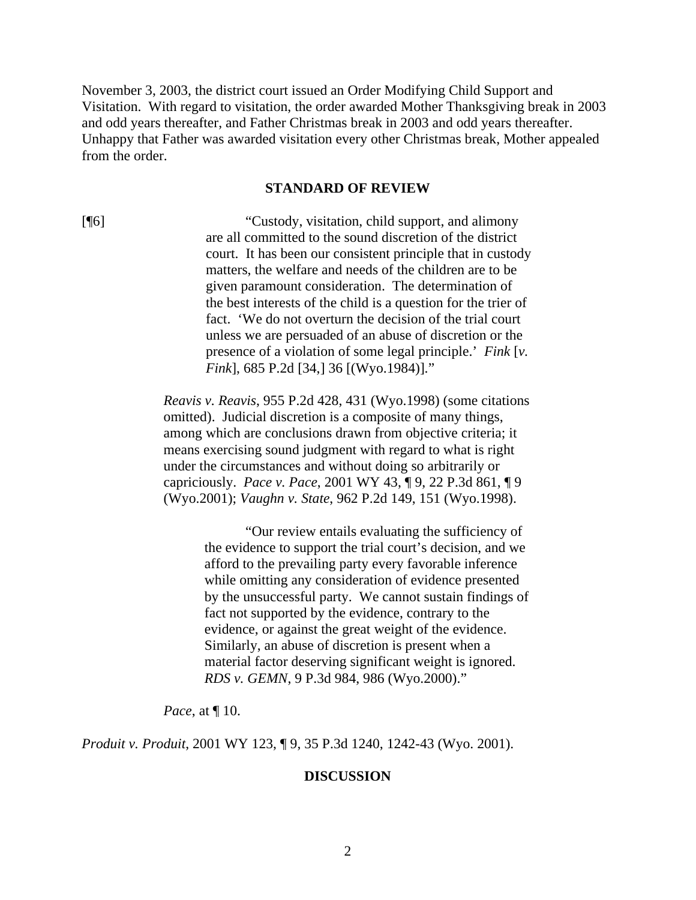November 3, 2003, the district court issued an Order Modifying Child Support and Visitation. With regard to visitation, the order awarded Mother Thanksgiving break in 2003 and odd years thereafter, and Father Christmas break in 2003 and odd years thereafter. Unhappy that Father was awarded visitation every other Christmas break, Mother appealed from the order.

## STANDARD OF REVIEW

[¶6]

> "Custody, visitation, child support, and alimony are all committed to the sound discretion of the district court. It has been our consistent principle that in custody matters, the welfare and needs of the children are to be given paramount consideration. The determination of the best interests of the child is a question for the trier of fact. 'We do not overturn the decision of the trial court unless we are persuaded of an abuse of discretion or the presence of a violation of some legal principle.' *Fink* [*v. Fink*], 685 P.2d [34,] 36 [(Wyo.1984)]."
>
> *Reavis v. Reavis*, 955 P.2d 428, 431 (Wyo.1998) (some citations omitted). Judicial discretion is a composite of many things, among which are conclusions drawn from objective criteria; it means exercising sound judgment with regard to what is right under the circumstances and without doing so arbitrarily or capriciously. *Pace v. Pace*, 2001 WY 43, ¶ 9, 22 P.3d 861, ¶ 9 (Wyo.2001); *Vaughn v. State*, 962 P.2d 149, 151 (Wyo.1998).
>
> > "Our review entails evaluating the sufficiency of the evidence to support the trial court's decision, and we afford to the prevailing party every favorable inference while omitting any consideration of evidence presented by the unsuccessful party. We cannot sustain findings of fact not supported by the evidence, contrary to the evidence, or against the great weight of the evidence. Similarly, an abuse of discretion is present when a material factor deserving significant weight is ignored. *RDS v. GEMN*, 9 P.3d 984, 986 (Wyo.2000)."
>
> *Pace*, at ¶ 10.

*Produit v. Produit*, 2001 WY 123, ¶ 9, 35 P.3d 1240, 1242-43 (Wyo. 2001).

## DISCUSSION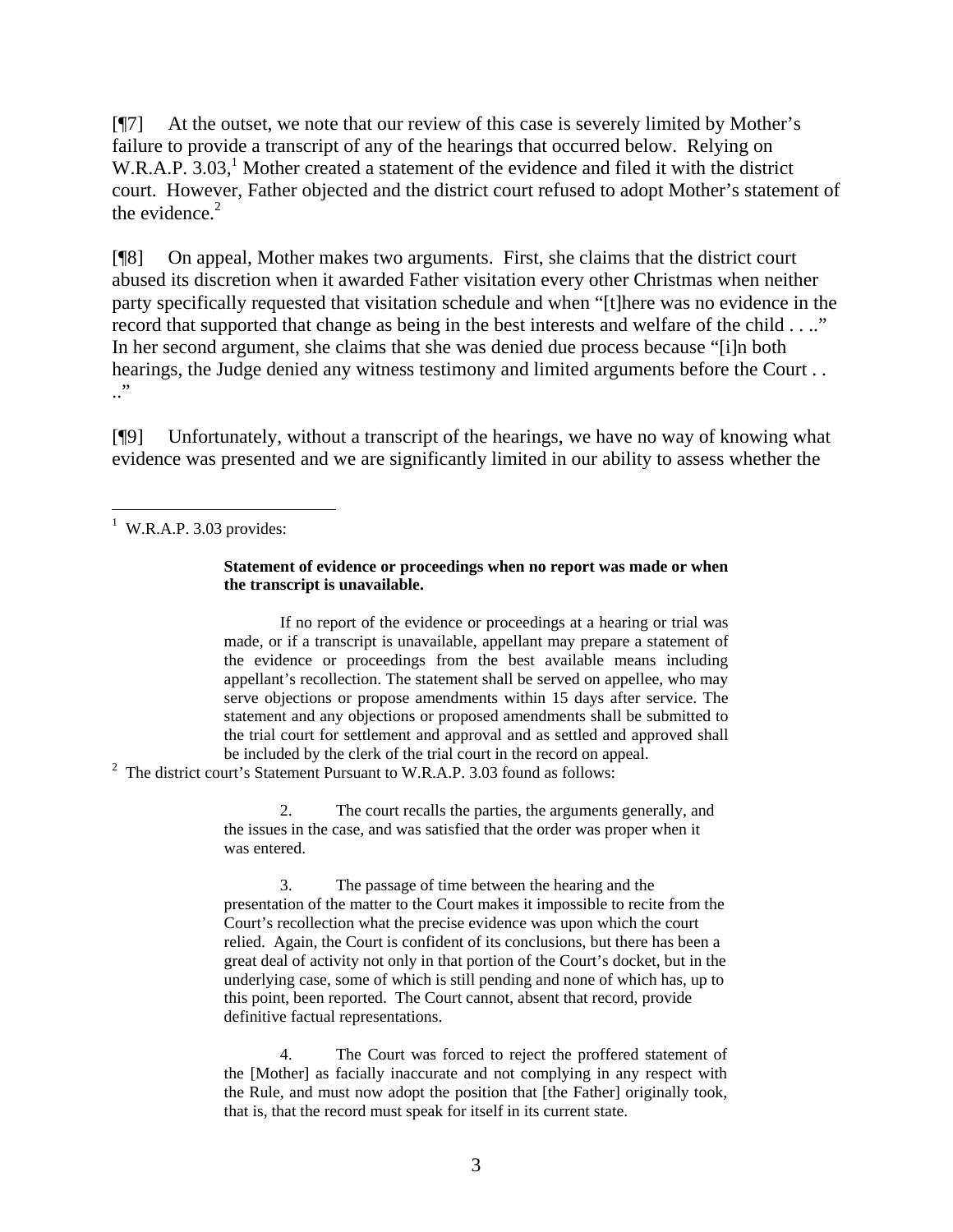[¶7] At the outset, we note that our review of this case is severely limited by Mother's failure to provide a transcript of any of the hearings that occurred below. Relying on W.R.A.P. 3.03,[1] Mother created a statement of the evidence and filed it with the district court. However, Father objected and the district court refused to adopt Mother's statement of the evidence.[2]

[¶8] On appeal, Mother makes two arguments. First, she claims that the district court abused its discretion when it awarded Father visitation every other Christmas when neither party specifically requested that visitation schedule and when "[t]here was no evidence in the record that supported that change as being in the best interests and welfare of the child . . .." In her second argument, she claims that she was denied due process because "[i]n both hearings, the Judge denied any witness testimony and limited arguments before the Court . . .."

[¶9] Unfortunately, without a transcript of the hearings, we have no way of knowing what evidence was presented and we are significantly limited in our ability to assess whether the

---

[1] W.R.A.P. 3.03 provides:

> **Statement of evidence or proceedings when no report was made or when the transcript is unavailable.**
>
> If no report of the evidence or proceedings at a hearing or trial was made, or if a transcript is unavailable, appellant may prepare a statement of the evidence or proceedings from the best available means including appellant's recollection. The statement shall be served on appellee, who may serve objections or propose amendments within 15 days after service. The statement and any objections or proposed amendments shall be submitted to the trial court for settlement and approval and as settled and approved shall be included by the clerk of the trial court in the record on appeal.

[2] The district court's Statement Pursuant to W.R.A.P. 3.03 found as follows:

> 2. The court recalls the parties, the arguments generally, and the issues in the case, and was satisfied that the order was proper when it was entered.
>
> 3. The passage of time between the hearing and the presentation of the matter to the Court makes it impossible to recite from the Court's recollection what the precise evidence was upon which the court relied. Again, the Court is confident of its conclusions, but there has been a great deal of activity not only in that portion of the Court's docket, but in the underlying case, some of which is still pending and none of which has, up to this point, been reported. The Court cannot, absent that record, provide definitive factual representations.
>
> 4. The Court was forced to reject the proffered statement of the [Mother] as facially inaccurate and not complying in any respect with the Rule, and must now adopt the position that [the Father] originally took, that is, that the record must speak for itself in its current state.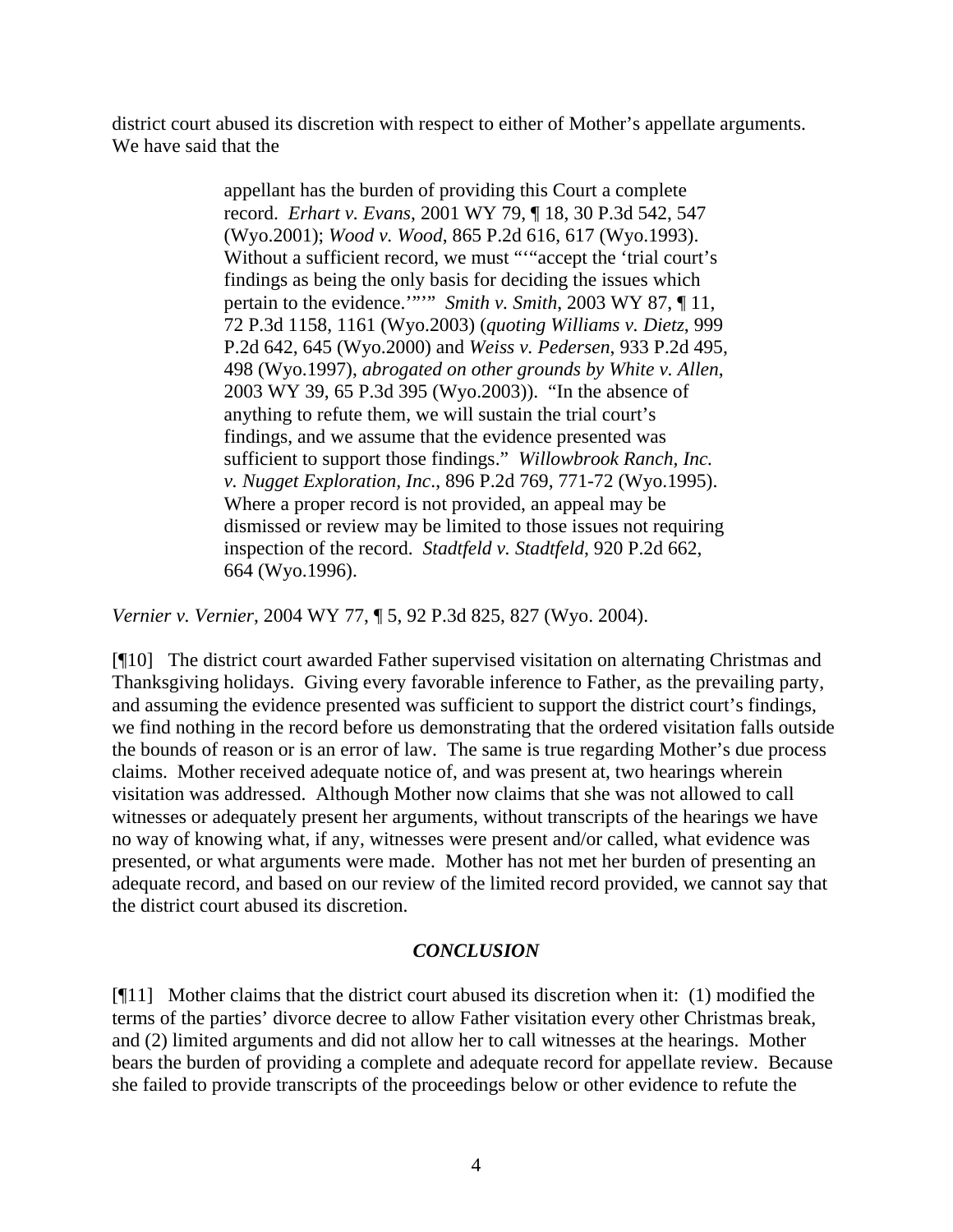district court abused its discretion with respect to either of Mother's appellate arguments. We have said that the

> appellant has the burden of providing this Court a complete record. *Erhart v. Evans*, 2001 WY 79, ¶ 18, 30 P.3d 542, 547 (Wyo.2001); *Wood v. Wood*, 865 P.2d 616, 617 (Wyo.1993). Without a sufficient record, we must "'"accept the 'trial court's findings as being the only basis for deciding the issues which pertain to the evidence.'"'" *Smith v. Smith*, 2003 WY 87, ¶ 11, 72 P.3d 1158, 1161 (Wyo.2003) (*quoting Williams v. Dietz*, 999 P.2d 642, 645 (Wyo.2000) and *Weiss v. Pedersen*, 933 P.2d 495, 498 (Wyo.1997), *abrogated on other grounds by White v. Allen*, 2003 WY 39, 65 P.3d 395 (Wyo.2003)). "In the absence of anything to refute them, we will sustain the trial court's findings, and we assume that the evidence presented was sufficient to support those findings." *Willowbrook Ranch, Inc. v. Nugget Exploration, Inc*., 896 P.2d 769, 771-72 (Wyo.1995). Where a proper record is not provided, an appeal may be dismissed or review may be limited to those issues not requiring inspection of the record. *Stadtfeld v. Stadtfeld*, 920 P.2d 662, 664 (Wyo.1996).

*Vernier v. Vernier*, 2004 WY 77, ¶ 5, 92 P.3d 825, 827 (Wyo. 2004).

[¶10] The district court awarded Father supervised visitation on alternating Christmas and Thanksgiving holidays. Giving every favorable inference to Father, as the prevailing party, and assuming the evidence presented was sufficient to support the district court's findings, we find nothing in the record before us demonstrating that the ordered visitation falls outside the bounds of reason or is an error of law. The same is true regarding Mother's due process claims. Mother received adequate notice of, and was present at, two hearings wherein visitation was addressed. Although Mother now claims that she was not allowed to call witnesses or adequately present her arguments, without transcripts of the hearings we have no way of knowing what, if any, witnesses were present and/or called, what evidence was presented, or what arguments were made. Mother has not met her burden of presenting an adequate record, and based on our review of the limited record provided, we cannot say that the district court abused its discretion.

### *CONCLUSION*

[¶11] Mother claims that the district court abused its discretion when it: (1) modified the terms of the parties' divorce decree to allow Father visitation every other Christmas break, and (2) limited arguments and did not allow her to call witnesses at the hearings. Mother bears the burden of providing a complete and adequate record for appellate review. Because she failed to provide transcripts of the proceedings below or other evidence to refute the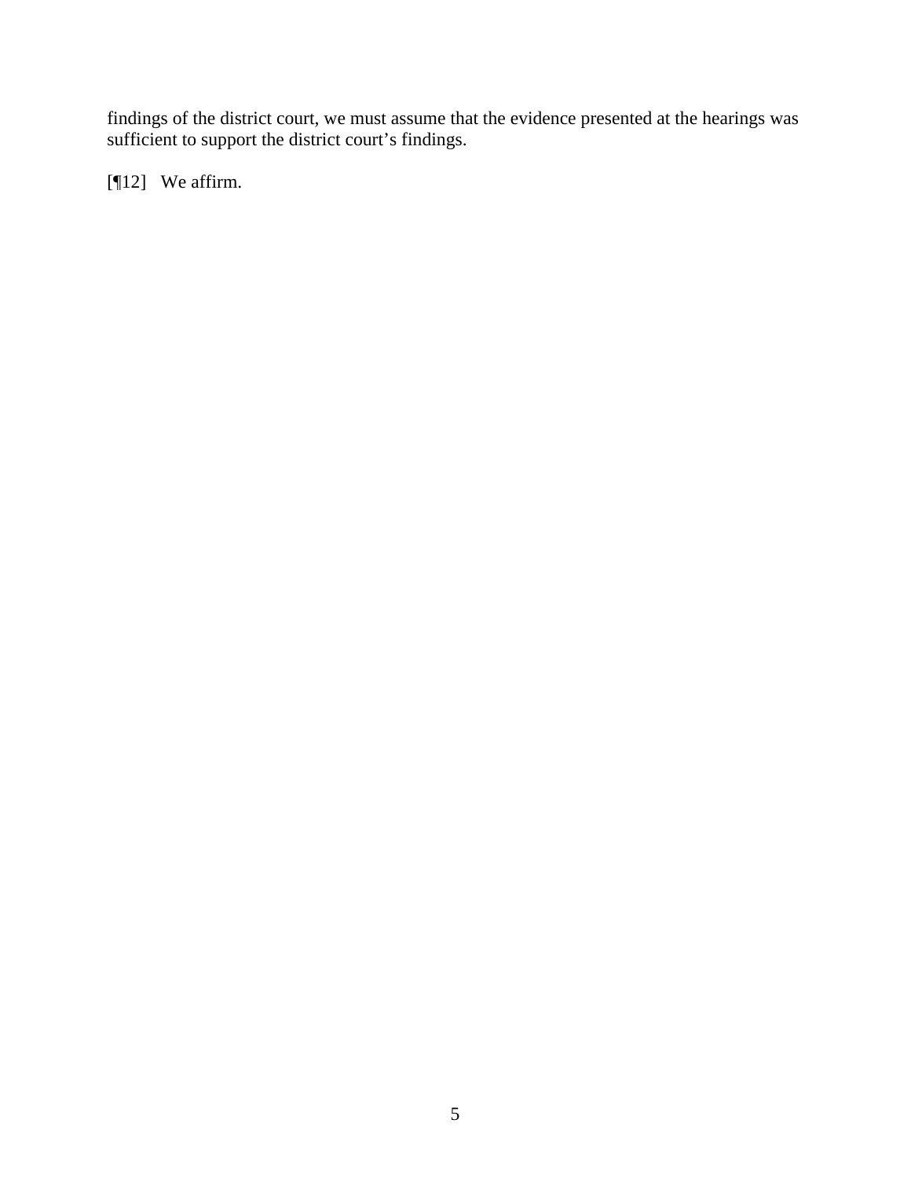findings of the district court, we must assume that the evidence presented at the hearings was sufficient to support the district court's findings.

[¶12] We affirm.